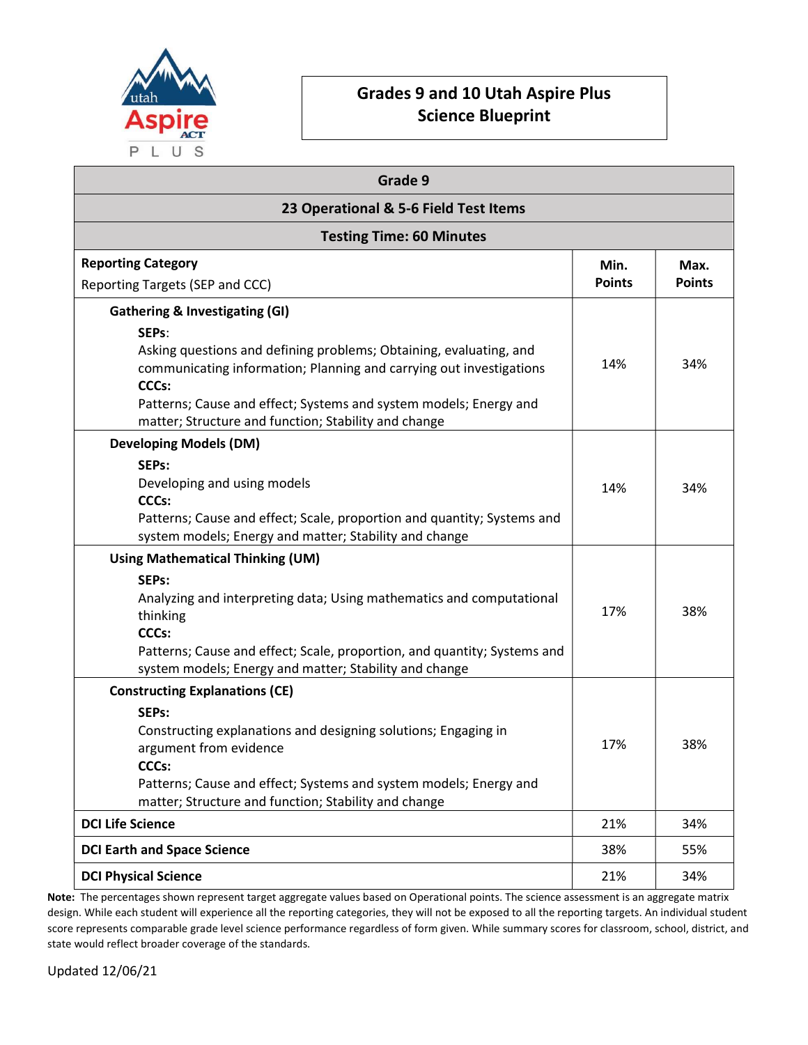# Grades 9 and 10 Utah Aspire Plus Science Blueprint

| Grade 9 | | |
|---|---|---|
| **23 Operational & 5-6 Field Test Items** | | |
| **Testing Time: 60 Minutes** | | |
| **Reporting Category**<br>Reporting Targets (SEP and CCC) | **Min. Points** | **Max. Points** |
| **Gathering & Investigating (GI)**<br>**SEPs**:<br>Asking questions and defining problems; Obtaining, evaluating, and communicating information; Planning and carrying out investigations<br>**CCCs:**<br>Patterns; Cause and effect; Systems and system models; Energy and matter; Structure and function; Stability and change | 14% | 34% |
| **Developing Models (DM)**<br>**SEPs:**<br>Developing and using models<br>**CCCs:**<br>Patterns; Cause and effect; Scale, proportion and quantity; Systems and system models; Energy and matter; Stability and change | 14% | 34% |
| **Using Mathematical Thinking (UM)**<br>**SEPs:**<br>Analyzing and interpreting data; Using mathematics and computational thinking<br>**CCCs:**<br>Patterns; Cause and effect; Scale, proportion, and quantity; Systems and system models; Energy and matter; Stability and change | 17% | 38% |
| **Constructing Explanations (CE)**<br>**SEPs:**<br>Constructing explanations and designing solutions; Engaging in argument from evidence<br>**CCCs:**<br>Patterns; Cause and effect; Systems and system models; Energy and matter; Structure and function; Stability and change | 17% | 38% |
| **DCI Life Science** | 21% | 34% |
| **DCI Earth and Space Science** | 38% | 55% |
| **DCI Physical Science** | 21% | 34% |

**Note:** The percentages shown represent target aggregate values based on Operational points. The science assessment is an aggregate matrix design. While each student will experience all the reporting categories, they will not be exposed to all the reporting targets. An individual student score represents comparable grade level science performance regardless of form given. While summary scores for classroom, school, district, and state would reflect broader coverage of the standards.

Updated 12/06/21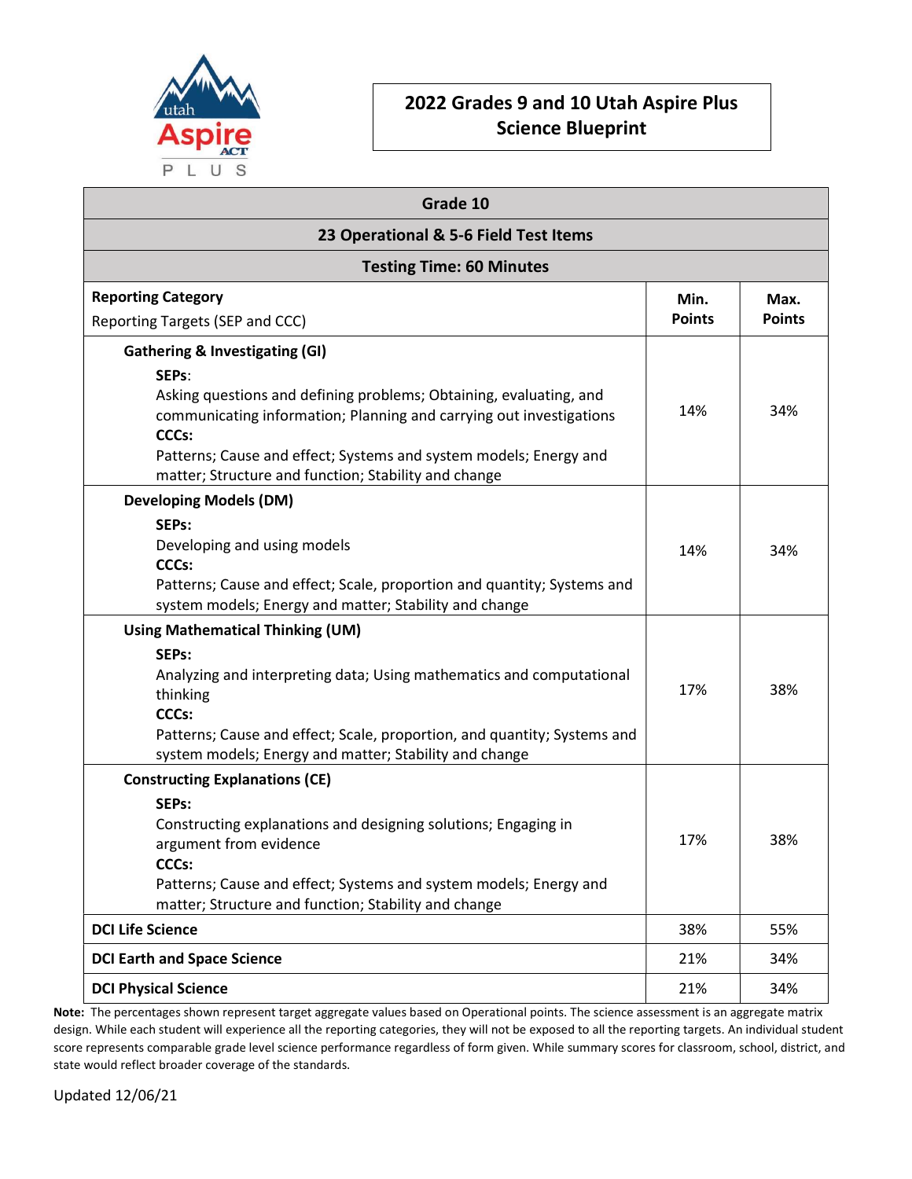# 2022 Grades 9 and 10 Utah Aspire Plus Science Blueprint

| Grade 10 | | |
|---|---|---|
| **23 Operational & 5-6 Field Test Items** | | |
| **Testing Time: 60 Minutes** | | |
| **Reporting Category**<br>Reporting Targets (SEP and CCC) | **Min. Points** | **Max. Points** |
| **Gathering & Investigating (GI)**<br>**SEPs:**<br>Asking questions and defining problems; Obtaining, evaluating, and communicating information; Planning and carrying out investigations<br>**CCCs:**<br>Patterns; Cause and effect; Systems and system models; Energy and matter; Structure and function; Stability and change | 14% | 34% |
| **Developing Models (DM)**<br>**SEPs:**<br>Developing and using models<br>**CCCs:**<br>Patterns; Cause and effect; Scale, proportion and quantity; Systems and system models; Energy and matter; Stability and change | 14% | 34% |
| **Using Mathematical Thinking (UM)**<br>**SEPs:**<br>Analyzing and interpreting data; Using mathematics and computational thinking<br>**CCCs:**<br>Patterns; Cause and effect; Scale, proportion, and quantity; Systems and system models; Energy and matter; Stability and change | 17% | 38% |
| **Constructing Explanations (CE)**<br>**SEPs:**<br>Constructing explanations and designing solutions; Engaging in argument from evidence<br>**CCCs:**<br>Patterns; Cause and effect; Systems and system models; Energy and matter; Structure and function; Stability and change | 17% | 38% |
| **DCI Life Science** | 38% | 55% |
| **DCI Earth and Space Science** | 21% | 34% |
| **DCI Physical Science** | 21% | 34% |

**Note:** The percentages shown represent target aggregate values based on Operational points. The science assessment is an aggregate matrix design. While each student will experience all the reporting categories, they will not be exposed to all the reporting targets. An individual student score represents comparable grade level science performance regardless of form given. While summary scores for classroom, school, district, and state would reflect broader coverage of the standards.

Updated 12/06/21